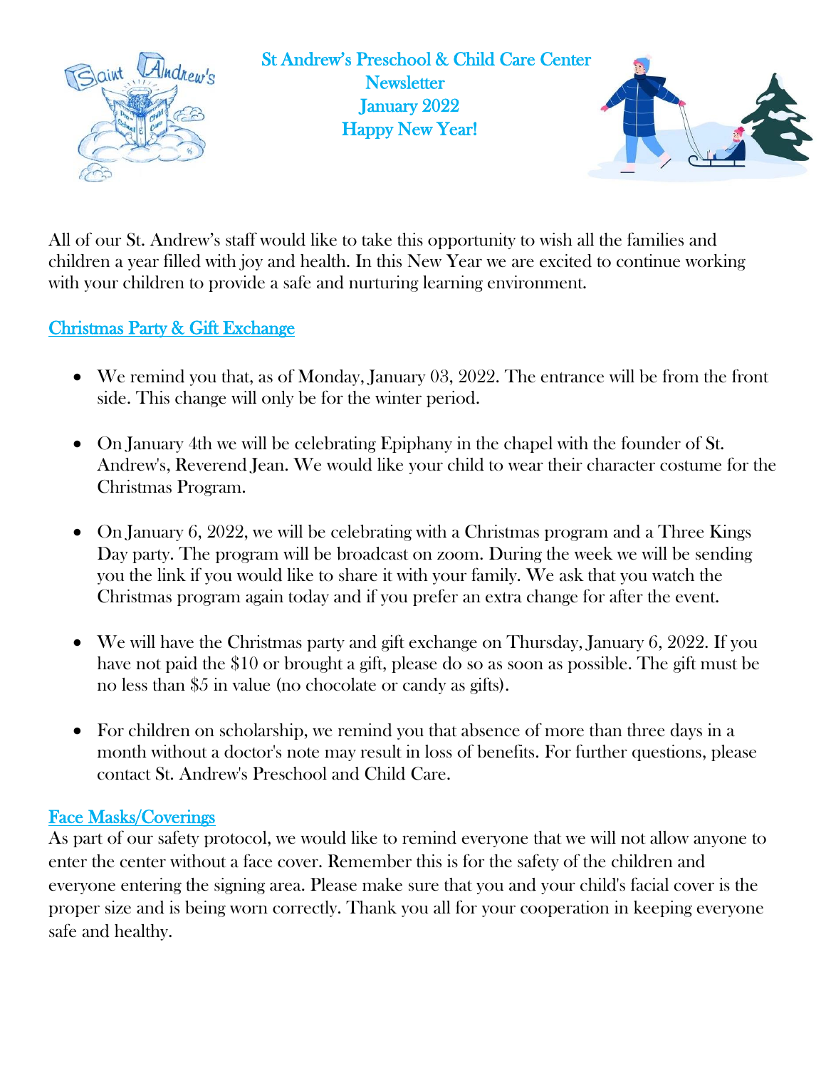# St Andrew's Preschool & Child Care Center Newsletter

## January 2022

## Happy New Year!

All of our St. Andrew's staff would like to take this opportunity to wish all the families and children a year filled with joy and health. In this New Year we are excited to continue working with your children to provide a safe and nurturing learning environment.

### Christmas Party & Gift Exchange

- We remind you that, as of Monday, January 03, 2022. The entrance will be from the front side. This change will only be for the winter period.
- On January 4th we will be celebrating Epiphany in the chapel with the founder of St. Andrew's, Reverend Jean. We would like your child to wear their character costume for the Christmas Program.
- On January 6, 2022, we will be celebrating with a Christmas program and a Three Kings Day party. The program will be broadcast on zoom. During the week we will be sending you the link if you would like to share it with your family. We ask that you watch the Christmas program again today and if you prefer an extra change for after the event.
- We will have the Christmas party and gift exchange on Thursday, January 6, 2022. If you have not paid the $10 or brought a gift, please do so as soon as possible. The gift must be no less than $5 in value (no chocolate or candy as gifts).
- For children on scholarship, we remind you that absence of more than three days in a month without a doctor's note may result in loss of benefits. For further questions, please contact St. Andrew's Preschool and Child Care.

### Face Masks/Coverings

As part of our safety protocol, we would like to remind everyone that we will not allow anyone to enter the center without a face cover. Remember this is for the safety of the children and everyone entering the signing area. Please make sure that you and your child's facial cover is the proper size and is being worn correctly. Thank you all for your cooperation in keeping everyone safe and healthy.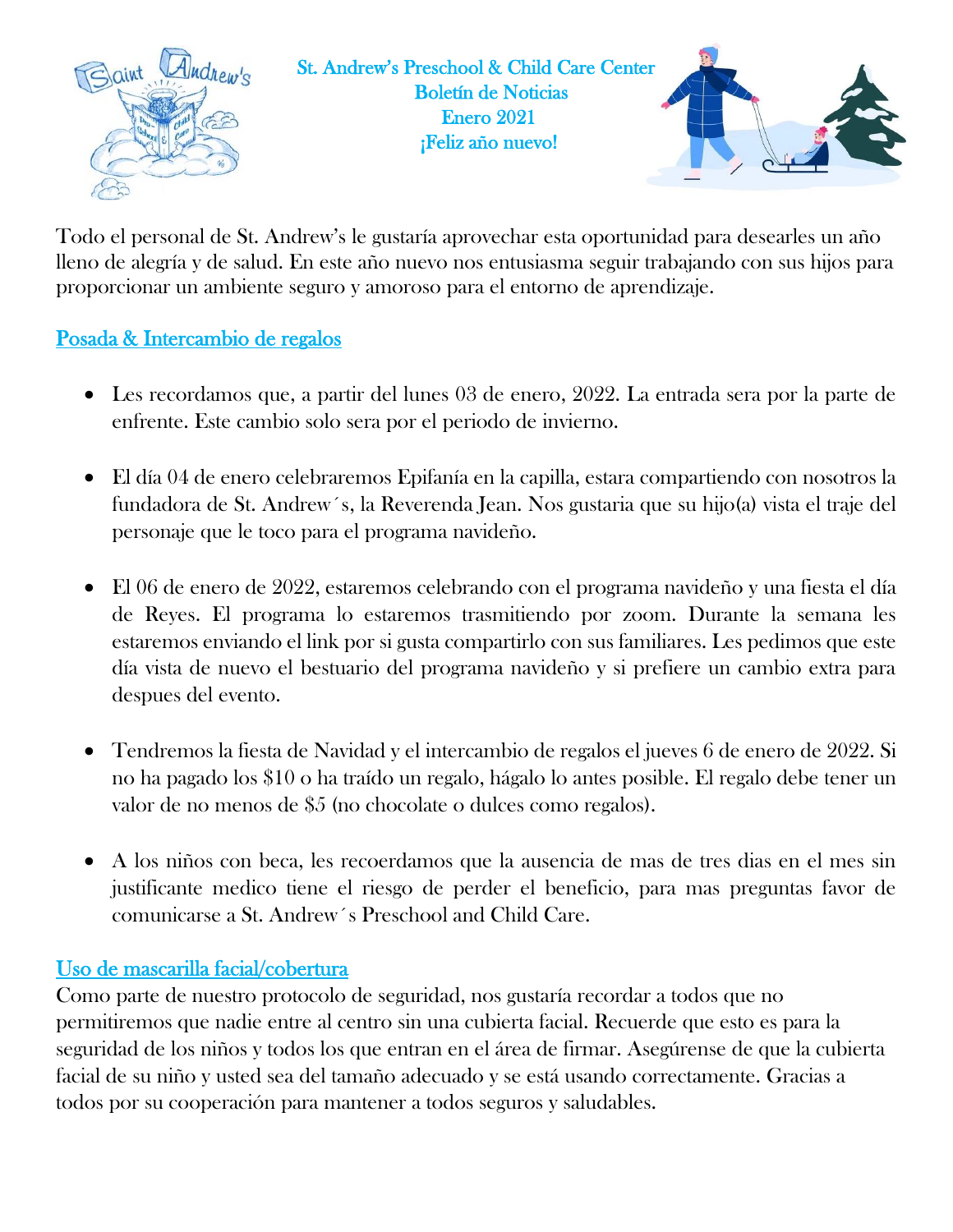St. Andrew's Preschool & Child Care Center
Boletín de Noticias
Enero 2021
¡Feliz año nuevo!

Todo el personal de St. Andrew's le gustaría aprovechar esta oportunidad para desearles un año lleno de alegría y de salud. En este año nuevo nos entusiasma seguir trabajando con sus hijos para proporcionar un ambiente seguro y amoroso para el entorno de aprendizaje.

## Posada & Intercambio de regalos

- Les recordamos que, a partir del lunes 03 de enero, 2022. La entrada sera por la parte de enfrente. Este cambio solo sera por el periodo de invierno.

- El día 04 de enero celebraremos Epifanía en la capilla, estara compartiendo con nosotros la fundadora de St. Andrew´s, la Reverenda Jean. Nos gustaria que su hijo(a) vista el traje del personaje que le toco para el programa navideño.

- El 06 de enero de 2022, estaremos celebrando con el programa navideño y una fiesta el día de Reyes. El programa lo estaremos trasmitiendo por zoom. Durante la semana les estaremos enviando el link por si gusta compartirlo con sus familiares. Les pedimos que este día vista de nuevo el bestuario del programa navideño y si prefiere un cambio extra para despues del evento.

- Tendremos la fiesta de Navidad y el intercambio de regalos el jueves 6 de enero de 2022. Si no ha pagado los $10 o ha traído un regalo, hágalo lo antes posible. El regalo debe tener un valor de no menos de $5 (no chocolate o dulces como regalos).

- A los niños con beca, les recoerdamos que la ausencia de mas de tres dias en el mes sin justificante medico tiene el riesgo de perder el beneficio, para mas preguntas favor de comunicarse a St. Andrew´s Preschool and Child Care.

## Uso de mascarilla facial/cobertura

Como parte de nuestro protocolo de seguridad, nos gustaría recordar a todos que no permitiremos que nadie entre al centro sin una cubierta facial. Recuerde que esto es para la seguridad de los niños y todos los que entran en el área de firmar. Asegúrense de que la cubierta facial de su niño y usted sea del tamaño adecuado y se está usando correctamente. Gracias a todos por su cooperación para mantener a todos seguros y saludables.